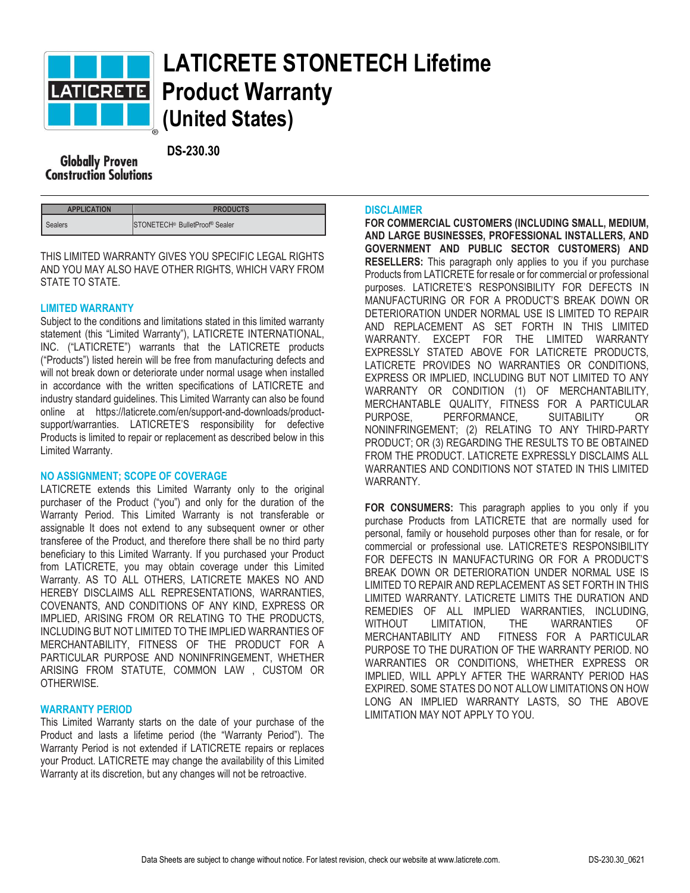# LATICRETE STONETECH Lifetime Product Warranty (United States)

**DS-230.30**

Globally Proven Construction Solutions

| APPLICATION | PRODUCTS |
|---|---|
| Sealers | STONETECH® BulletProof® Sealer |

THIS LIMITED WARRANTY GIVES YOU SPECIFIC LEGAL RIGHTS AND YOU MAY ALSO HAVE OTHER RIGHTS, WHICH VARY FROM STATE TO STATE.

### LIMITED WARRANTY

Subject to the conditions and limitations stated in this limited warranty statement (this "Limited Warranty"), LATICRETE INTERNATIONAL, INC. ("LATICRETE") warrants that the LATICRETE products ("Products") listed herein will be free from manufacturing defects and will not break down or deteriorate under normal usage when installed in accordance with the written specifications of LATICRETE and industry standard guidelines. This Limited Warranty can also be found online at https://laticrete.com/en/support-and-downloads/product-support/warranties. LATICRETE'S responsibility for defective Products is limited to repair or replacement as described below in this Limited Warranty.

### NO ASSIGNMENT; SCOPE OF COVERAGE

LATICRETE extends this Limited Warranty only to the original purchaser of the Product ("you") and only for the duration of the Warranty Period. This Limited Warranty is not transferable or assignable It does not extend to any subsequent owner or other transferee of the Product, and therefore there shall be no third party beneficiary to this Limited Warranty. If you purchased your Product from LATICRETE, you may obtain coverage under this Limited Warranty. AS TO ALL OTHERS, LATICRETE MAKES NO AND HEREBY DISCLAIMS ALL REPRESENTATIONS, WARRANTIES, COVENANTS, AND CONDITIONS OF ANY KIND, EXPRESS OR IMPLIED, ARISING FROM OR RELATING TO THE PRODUCTS, INCLUDING BUT NOT LIMITED TO THE IMPLIED WARRANTIES OF MERCHANTABILITY, FITNESS OF THE PRODUCT FOR A PARTICULAR PURPOSE AND NONINFRINGEMENT, WHETHER ARISING FROM STATUTE, COMMON LAW , CUSTOM OR OTHERWISE.

### WARRANTY PERIOD

This Limited Warranty starts on the date of your purchase of the Product and lasts a lifetime period (the "Warranty Period"). The Warranty Period is not extended if LATICRETE repairs or replaces your Product. LATICRETE may change the availability of this Limited Warranty at its discretion, but any changes will not be retroactive.

### DISCLAIMER

**FOR COMMERCIAL CUSTOMERS (INCLUDING SMALL, MEDIUM, AND LARGE BUSINESSES, PROFESSIONAL INSTALLERS, AND GOVERNMENT AND PUBLIC SECTOR CUSTOMERS) AND RESELLERS:** This paragraph only applies to you if you purchase Products from LATICRETE for resale or for commercial or professional purposes. LATICRETE'S RESPONSIBILITY FOR DEFECTS IN MANUFACTURING OR FOR A PRODUCT'S BREAK DOWN OR DETERIORATION UNDER NORMAL USE IS LIMITED TO REPAIR AND REPLACEMENT AS SET FORTH IN THIS LIMITED WARRANTY. EXCEPT FOR THE LIMITED WARRANTY EXPRESSLY STATED ABOVE FOR LATICRETE PRODUCTS, LATICRETE PROVIDES NO WARRANTIES OR CONDITIONS, EXPRESS OR IMPLIED, INCLUDING BUT NOT LIMITED TO ANY WARRANTY OR CONDITION (1) OF MERCHANTABILITY, MERCHANTABLE QUALITY, FITNESS FOR A PARTICULAR PURPOSE, PERFORMANCE, SUITABILITY OR NONINFRINGEMENT; (2) RELATING TO ANY THIRD-PARTY PRODUCT; OR (3) REGARDING THE RESULTS TO BE OBTAINED FROM THE PRODUCT. LATICRETE EXPRESSLY DISCLAIMS ALL WARRANTIES AND CONDITIONS NOT STATED IN THIS LIMITED WARRANTY.

**FOR CONSUMERS:** This paragraph applies to you only if you purchase Products from LATICRETE that are normally used for personal, family or household purposes other than for resale, or for commercial or professional use. LATICRETE'S RESPONSIBILITY FOR DEFECTS IN MANUFACTURING OR FOR A PRODUCT'S BREAK DOWN OR DETERIORATION UNDER NORMAL USE IS LIMITED TO REPAIR AND REPLACEMENT AS SET FORTH IN THIS LIMITED WARRANTY. LATICRETE LIMITS THE DURATION AND REMEDIES OF ALL IMPLIED WARRANTIES, INCLUDING, WITHOUT LIMITATION, THE WARRANTIES OF MERCHANTABILITY AND FITNESS FOR A PARTICULAR PURPOSE TO THE DURATION OF THE WARRANTY PERIOD. NO WARRANTIES OR CONDITIONS, WHETHER EXPRESS OR IMPLIED, WILL APPLY AFTER THE WARRANTY PERIOD HAS EXPIRED. SOME STATES DO NOT ALLOW LIMITATIONS ON HOW LONG AN IMPLIED WARRANTY LASTS, SO THE ABOVE LIMITATION MAY NOT APPLY TO YOU.

Data Sheets are subject to change without notice. For latest revision, check our website at www.laticrete.com.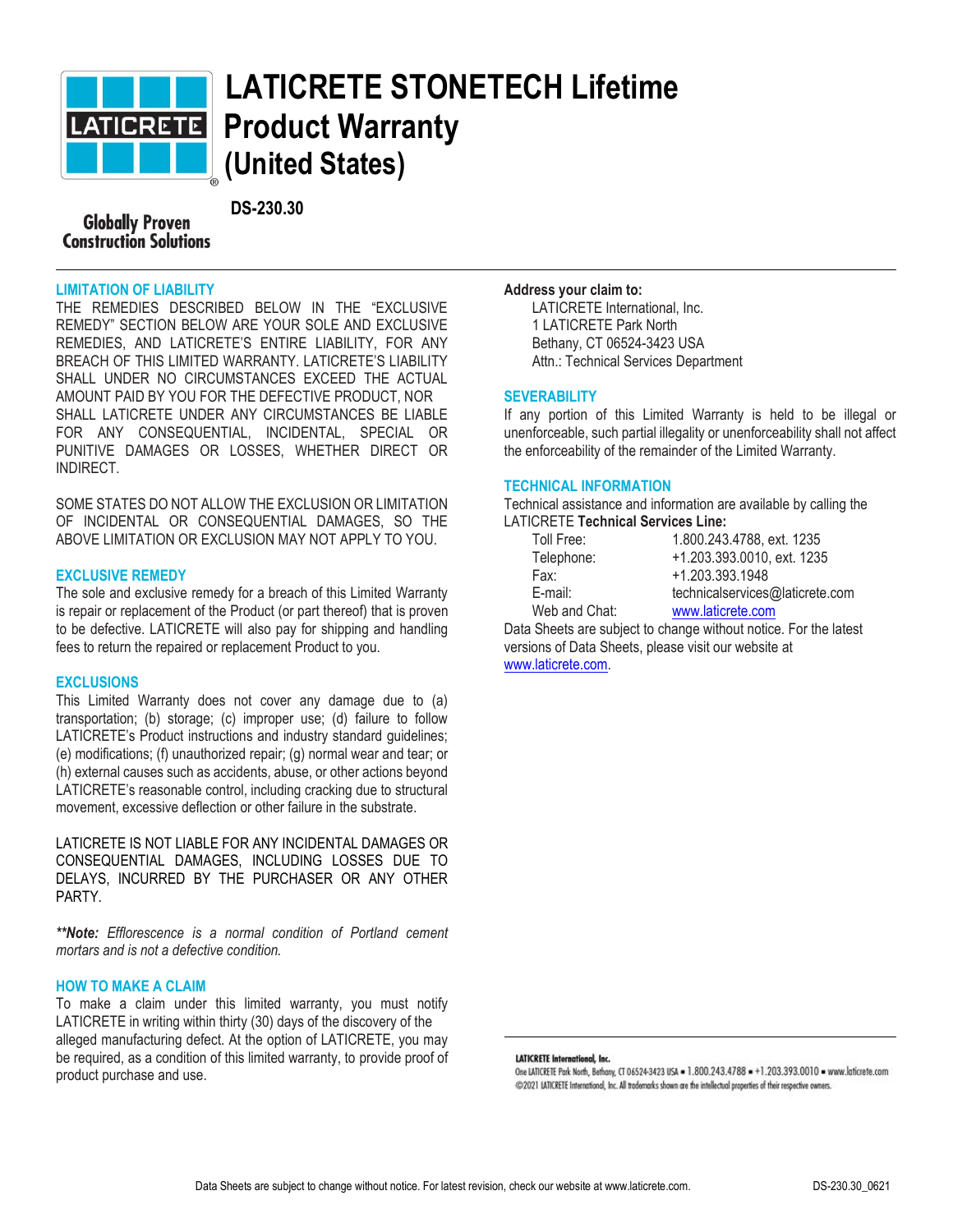# LATICRETE STONETECH Lifetime Product Warranty (United States)

**DS-230.30**

Globally Proven Construction Solutions

## LIMITATION OF LIABILITY

THE REMEDIES DESCRIBED BELOW IN THE "EXCLUSIVE REMEDY" SECTION BELOW ARE YOUR SOLE AND EXCLUSIVE REMEDIES, AND LATICRETE'S ENTIRE LIABILITY, FOR ANY BREACH OF THIS LIMITED WARRANTY. LATICRETE'S LIABILITY SHALL UNDER NO CIRCUMSTANCES EXCEED THE ACTUAL AMOUNT PAID BY YOU FOR THE DEFECTIVE PRODUCT, NOR SHALL LATICRETE UNDER ANY CIRCUMSTANCES BE LIABLE FOR ANY CONSEQUENTIAL, INCIDENTAL, SPECIAL OR PUNITIVE DAMAGES OR LOSSES, WHETHER DIRECT OR INDIRECT.

SOME STATES DO NOT ALLOW THE EXCLUSION OR LIMITATION OF INCIDENTAL OR CONSEQUENTIAL DAMAGES, SO THE ABOVE LIMITATION OR EXCLUSION MAY NOT APPLY TO YOU.

## EXCLUSIVE REMEDY

The sole and exclusive remedy for a breach of this Limited Warranty is repair or replacement of the Product (or part thereof) that is proven to be defective. LATICRETE will also pay for shipping and handling fees to return the repaired or replacement Product to you.

## EXCLUSIONS

This Limited Warranty does not cover any damage due to (a) transportation; (b) storage; (c) improper use; (d) failure to follow LATICRETE's Product instructions and industry standard guidelines; (e) modifications; (f) unauthorized repair; (g) normal wear and tear; or (h) external causes such as accidents, abuse, or other actions beyond LATICRETE's reasonable control, including cracking due to structural movement, excessive deflection or other failure in the substrate.

LATICRETE IS NOT LIABLE FOR ANY INCIDENTAL DAMAGES OR CONSEQUENTIAL DAMAGES, INCLUDING LOSSES DUE TO DELAYS, INCURRED BY THE PURCHASER OR ANY OTHER PARTY.

***Note:** *Efflorescence is a normal condition of Portland cement mortars and is not a defective condition.*

## HOW TO MAKE A CLAIM

To make a claim under this limited warranty, you must notify LATICRETE in writing within thirty (30) days of the discovery of the alleged manufacturing defect. At the option of LATICRETE, you may be required, as a condition of this limited warranty, to provide proof of product purchase and use.

**Address your claim to:**

LATICRETE International, Inc.
1 LATICRETE Park North
Bethany, CT 06524-3423 USA
Attn.: Technical Services Department

## SEVERABILITY

If any portion of this Limited Warranty is held to be illegal or unenforceable, such partial illegality or unenforceability shall not affect the enforceability of the remainder of the Limited Warranty.

## TECHNICAL INFORMATION

Technical assistance and information are available by calling the LATICRETE **Technical Services Line:**

| | |
|---|---|
| Toll Free: | 1.800.243.4788, ext. 1235 |
| Telephone: | +1.203.393.0010, ext. 1235 |
| Fax: | +1.203.393.1948 |
| E-mail: | technicalservices@laticrete.com |
| Web and Chat: | www.laticrete.com |

Data Sheets are subject to change without notice. For the latest versions of Data Sheets, please visit our website at www.laticrete.com.

**LATICRETE International, Inc.**
One LATICRETE Park North, Bethany, CT 06524-3423 USA ▪ 1.800.243.4788 ▪ +1.203.393.0010 ▪ www.laticrete.com
©2021 LATICRETE International, Inc. All trademarks shown are the intellectual properties of their respective owners.

Data Sheets are subject to change without notice. For latest revision, check our website at www.laticrete.com. DS-230.30_0621